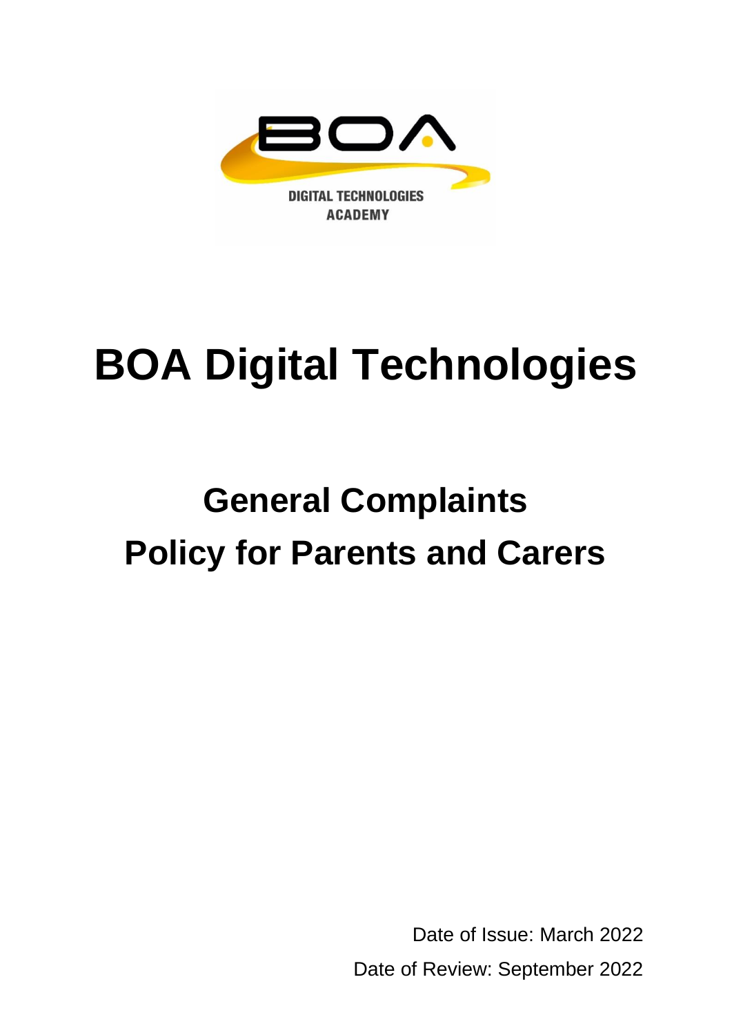# BOA Digital Technologies

## General Complaints Policy for Parents and Carers

Date of Issue: March 2022

Date of Review: September 2022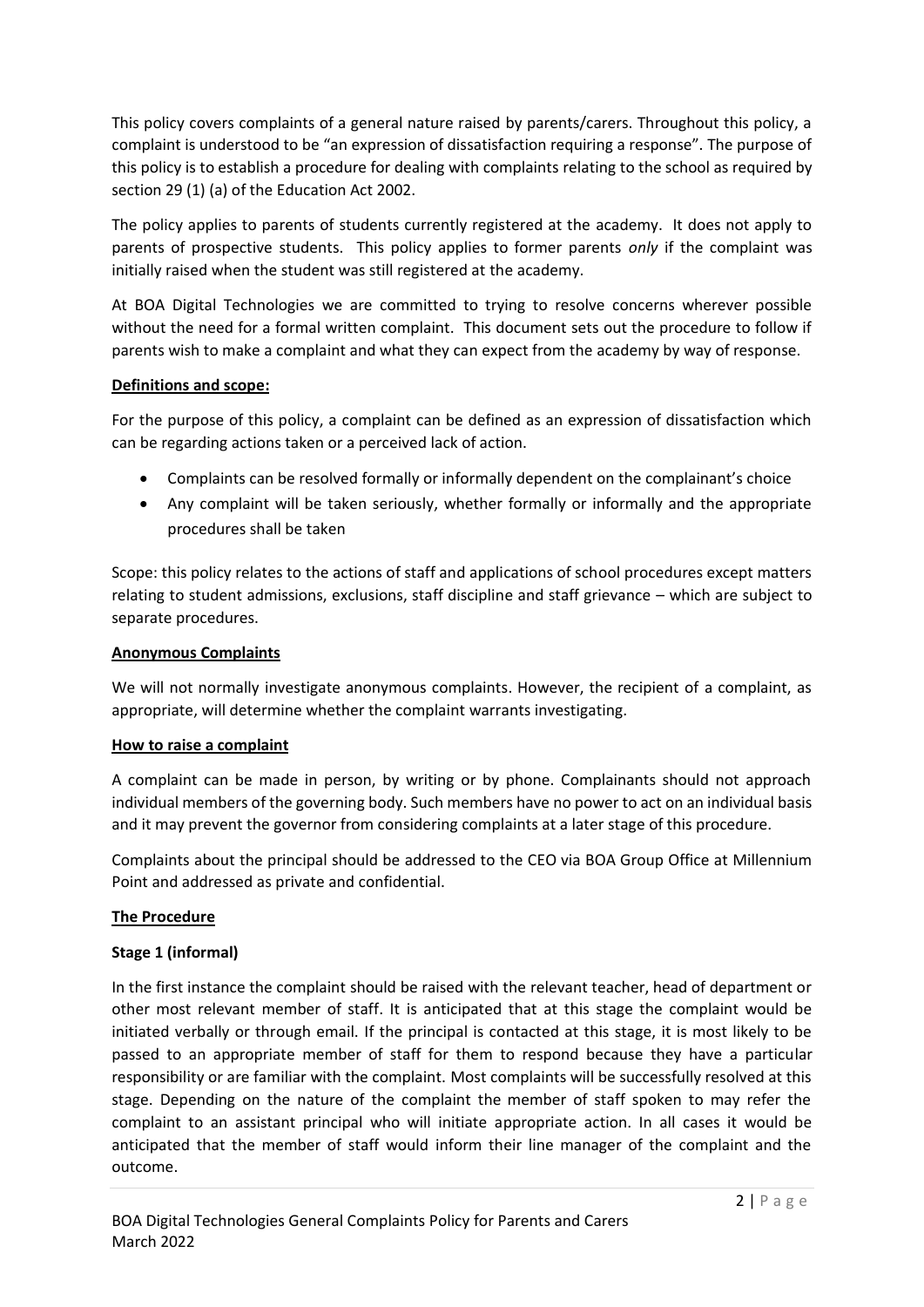This policy covers complaints of a general nature raised by parents/carers. Throughout this policy, a complaint is understood to be "an expression of dissatisfaction requiring a response". The purpose of this policy is to establish a procedure for dealing with complaints relating to the school as required by section 29 (1) (a) of the Education Act 2002.

The policy applies to parents of students currently registered at the academy. It does not apply to parents of prospective students. This policy applies to former parents *only* if the complaint was initially raised when the student was still registered at the academy.

At BOA Digital Technologies we are committed to trying to resolve concerns wherever possible without the need for a formal written complaint. This document sets out the procedure to follow if parents wish to make a complaint and what they can expect from the academy by way of response.

**Definitions and scope:**

For the purpose of this policy, a complaint can be defined as an expression of dissatisfaction which can be regarding actions taken or a perceived lack of action.

- Complaints can be resolved formally or informally dependent on the complainant's choice
- Any complaint will be taken seriously, whether formally or informally and the appropriate procedures shall be taken

Scope: this policy relates to the actions of staff and applications of school procedures except matters relating to student admissions, exclusions, staff discipline and staff grievance – which are subject to separate procedures.

**Anonymous Complaints**

We will not normally investigate anonymous complaints. However, the recipient of a complaint, as appropriate, will determine whether the complaint warrants investigating.

**How to raise a complaint**

A complaint can be made in person, by writing or by phone. Complainants should not approach individual members of the governing body. Such members have no power to act on an individual basis and it may prevent the governor from considering complaints at a later stage of this procedure.

Complaints about the principal should be addressed to the CEO via BOA Group Office at Millennium Point and addressed as private and confidential.

**The Procedure**

**Stage 1 (informal)**

In the first instance the complaint should be raised with the relevant teacher, head of department or other most relevant member of staff. It is anticipated that at this stage the complaint would be initiated verbally or through email. If the principal is contacted at this stage, it is most likely to be passed to an appropriate member of staff for them to respond because they have a particular responsibility or are familiar with the complaint. Most complaints will be successfully resolved at this stage. Depending on the nature of the complaint the member of staff spoken to may refer the complaint to an assistant principal who will initiate appropriate action. In all cases it would be anticipated that the member of staff would inform their line manager of the complaint and the outcome.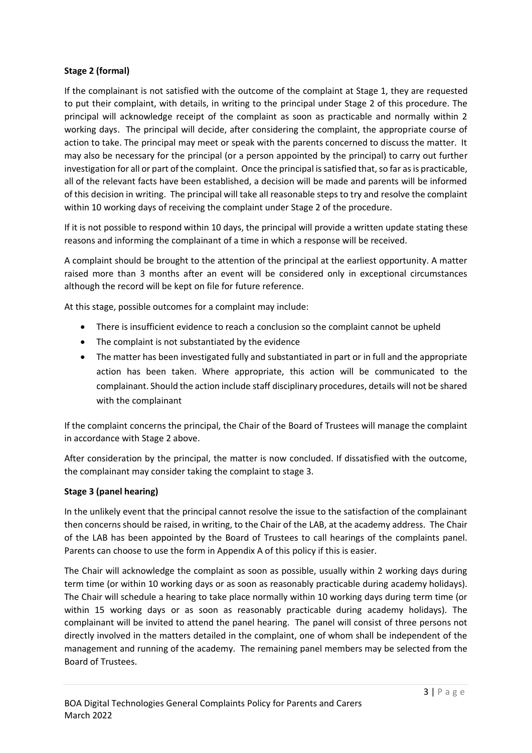**Stage 2 (formal)**

If the complainant is not satisfied with the outcome of the complaint at Stage 1, they are requested to put their complaint, with details, in writing to the principal under Stage 2 of this procedure. The principal will acknowledge receipt of the complaint as soon as practicable and normally within 2 working days. The principal will decide, after considering the complaint, the appropriate course of action to take. The principal may meet or speak with the parents concerned to discuss the matter. It may also be necessary for the principal (or a person appointed by the principal) to carry out further investigation for all or part of the complaint. Once the principal is satisfied that, so far as is practicable, all of the relevant facts have been established, a decision will be made and parents will be informed of this decision in writing. The principal will take all reasonable steps to try and resolve the complaint within 10 working days of receiving the complaint under Stage 2 of the procedure.

If it is not possible to respond within 10 days, the principal will provide a written update stating these reasons and informing the complainant of a time in which a response will be received.

A complaint should be brought to the attention of the principal at the earliest opportunity. A matter raised more than 3 months after an event will be considered only in exceptional circumstances although the record will be kept on file for future reference.

At this stage, possible outcomes for a complaint may include:

- There is insufficient evidence to reach a conclusion so the complaint cannot be upheld
- The complaint is not substantiated by the evidence
- The matter has been investigated fully and substantiated in part or in full and the appropriate action has been taken. Where appropriate, this action will be communicated to the complainant. Should the action include staff disciplinary procedures, details will not be shared with the complainant

If the complaint concerns the principal, the Chair of the Board of Trustees will manage the complaint in accordance with Stage 2 above.

After consideration by the principal, the matter is now concluded. If dissatisfied with the outcome, the complainant may consider taking the complaint to stage 3.

**Stage 3 (panel hearing)**

In the unlikely event that the principal cannot resolve the issue to the satisfaction of the complainant then concerns should be raised, in writing, to the Chair of the LAB, at the academy address. The Chair of the LAB has been appointed by the Board of Trustees to call hearings of the complaints panel. Parents can choose to use the form in Appendix A of this policy if this is easier.

The Chair will acknowledge the complaint as soon as possible, usually within 2 working days during term time (or within 10 working days or as soon as reasonably practicable during academy holidays). The Chair will schedule a hearing to take place normally within 10 working days during term time (or within 15 working days or as soon as reasonably practicable during academy holidays). The complainant will be invited to attend the panel hearing. The panel will consist of three persons not directly involved in the matters detailed in the complaint, one of whom shall be independent of the management and running of the academy. The remaining panel members may be selected from the Board of Trustees.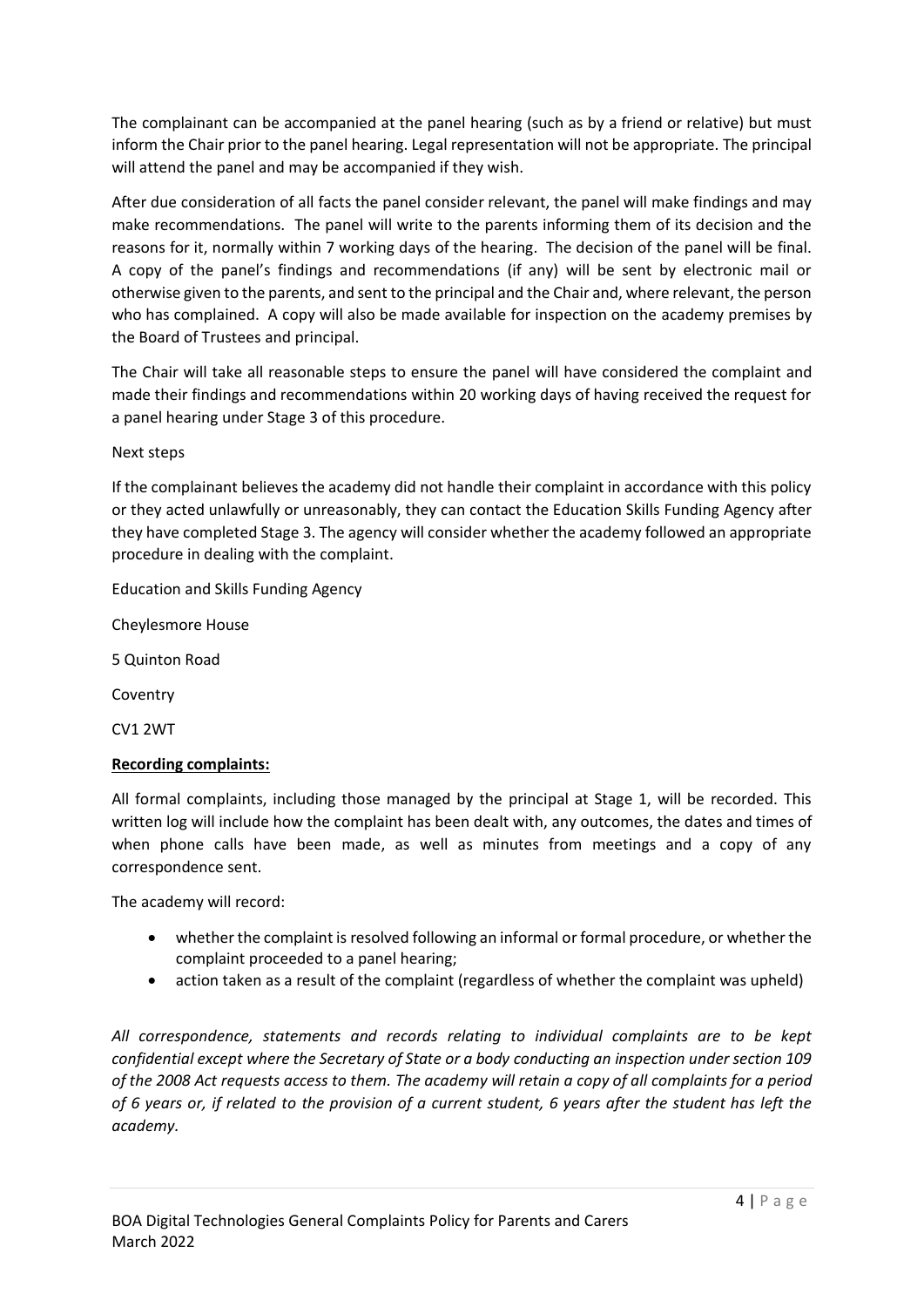The complainant can be accompanied at the panel hearing (such as by a friend or relative) but must inform the Chair prior to the panel hearing. Legal representation will not be appropriate. The principal will attend the panel and may be accompanied if they wish.

After due consideration of all facts the panel consider relevant, the panel will make findings and may make recommendations. The panel will write to the parents informing them of its decision and the reasons for it, normally within 7 working days of the hearing. The decision of the panel will be final. A copy of the panel's findings and recommendations (if any) will be sent by electronic mail or otherwise given to the parents, and sent to the principal and the Chair and, where relevant, the person who has complained. A copy will also be made available for inspection on the academy premises by the Board of Trustees and principal.

The Chair will take all reasonable steps to ensure the panel will have considered the complaint and made their findings and recommendations within 20 working days of having received the request for a panel hearing under Stage 3 of this procedure.

Next steps

If the complainant believes the academy did not handle their complaint in accordance with this policy or they acted unlawfully or unreasonably, they can contact the Education Skills Funding Agency after they have completed Stage 3. The agency will consider whether the academy followed an appropriate procedure in dealing with the complaint.

Education and Skills Funding Agency

Cheylesmore House

5 Quinton Road

Coventry

CV1 2WT

**Recording complaints:**

All formal complaints, including those managed by the principal at Stage 1, will be recorded. This written log will include how the complaint has been dealt with, any outcomes, the dates and times of when phone calls have been made, as well as minutes from meetings and a copy of any correspondence sent.

The academy will record:

- whether the complaint is resolved following an informal or formal procedure, or whether the complaint proceeded to a panel hearing;
- action taken as a result of the complaint (regardless of whether the complaint was upheld)

*All correspondence, statements and records relating to individual complaints are to be kept confidential except where the Secretary of State or a body conducting an inspection under section 109 of the 2008 Act requests access to them. The academy will retain a copy of all complaints for a period of 6 years or, if related to the provision of a current student, 6 years after the student has left the academy.*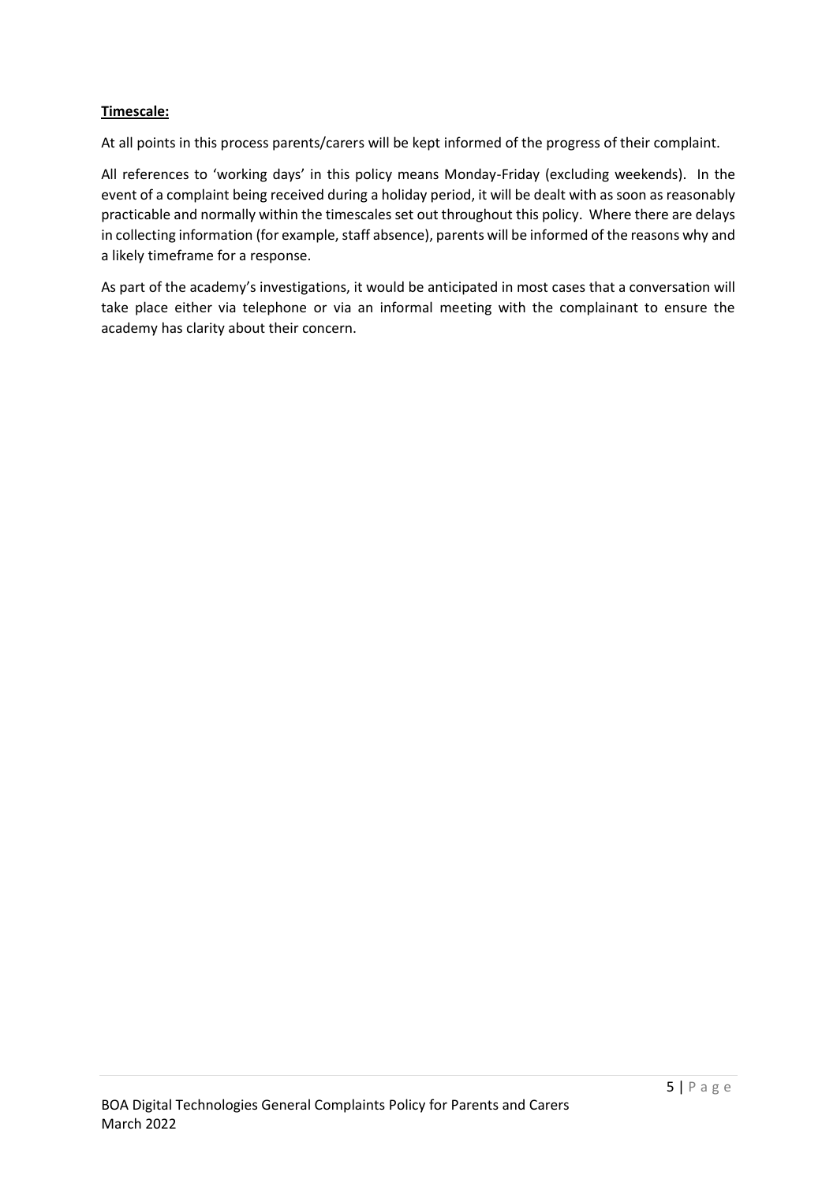**Timescale:**

At all points in this process parents/carers will be kept informed of the progress of their complaint.

All references to 'working days' in this policy means Monday-Friday (excluding weekends). In the event of a complaint being received during a holiday period, it will be dealt with as soon as reasonably practicable and normally within the timescales set out throughout this policy. Where there are delays in collecting information (for example, staff absence), parents will be informed of the reasons why and a likely timeframe for a response.

As part of the academy's investigations, it would be anticipated in most cases that a conversation will take place either via telephone or via an informal meeting with the complainant to ensure the academy has clarity about their concern.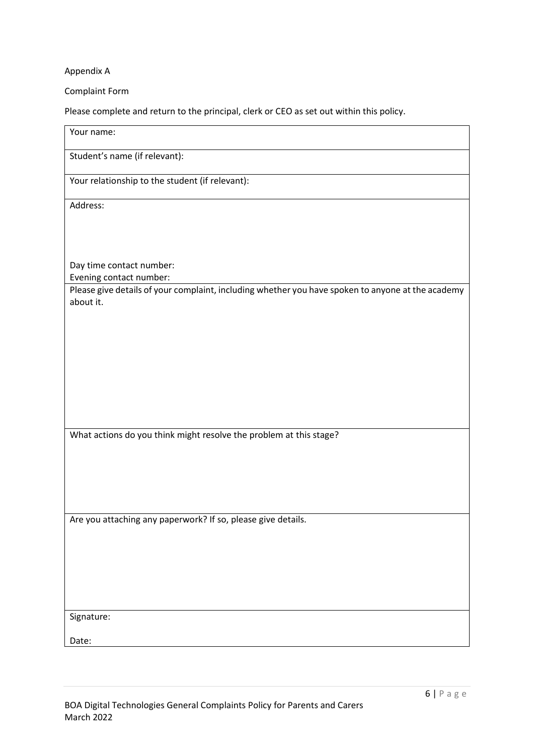Appendix A

Complaint Form

Please complete and return to the principal, clerk or CEO as set out within this policy.

| |
|---|
| Your name: |
| Student's name (if relevant): |
| Your relationship to the student (if relevant): |
| Address:<br><br><br>Day time contact number:<br>Evening contact number: |
| Please give details of your complaint, including whether you have spoken to anyone at the academy about it. |
| What actions do you think might resolve the problem at this stage? |
| Are you attaching any paperwork? If so, please give details. |
| Signature:<br><br>Date: |